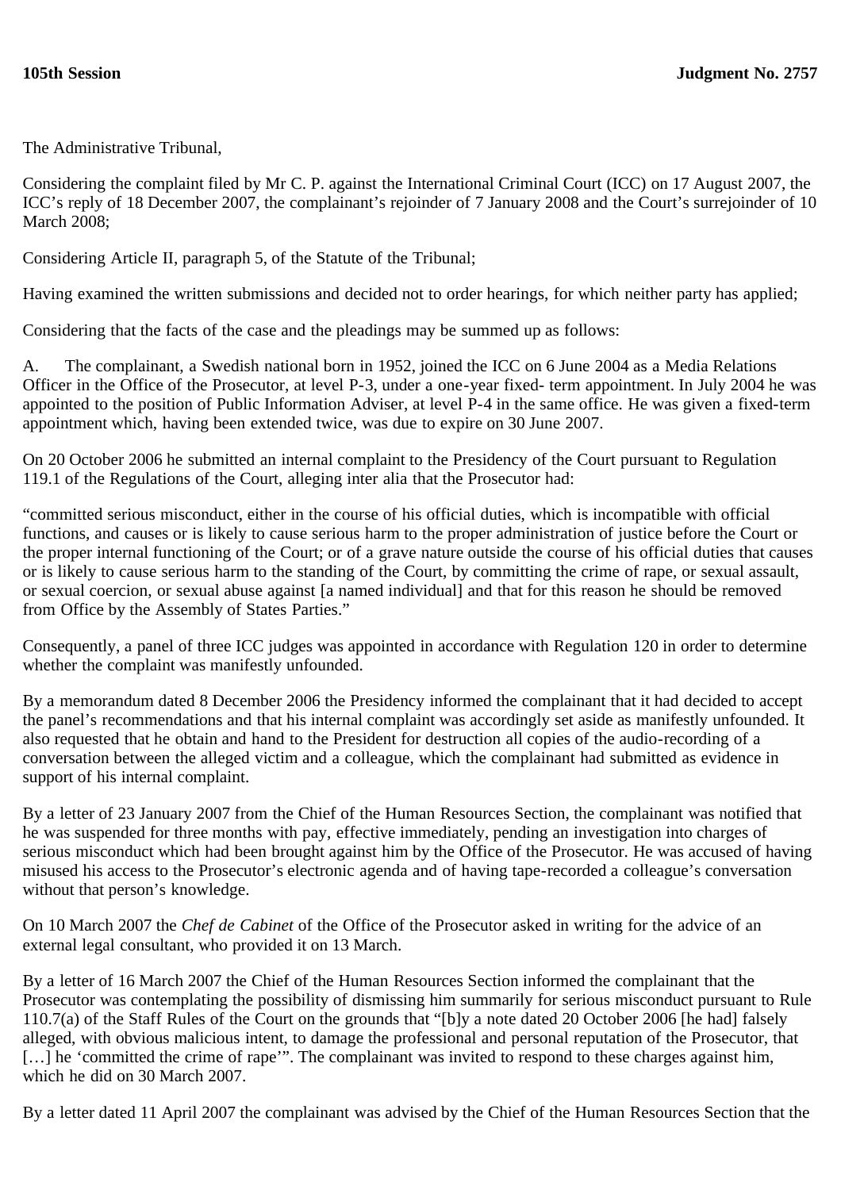**105th Session** **Judgment No. 2757**

The Administrative Tribunal,

Considering the complaint filed by Mr C. P. against the International Criminal Court (ICC) on 17 August 2007, the ICC's reply of 18 December 2007, the complainant's rejoinder of 7 January 2008 and the Court's surrejoinder of 10 March 2008;

Considering Article II, paragraph 5, of the Statute of the Tribunal;

Having examined the written submissions and decided not to order hearings, for which neither party has applied;

Considering that the facts of the case and the pleadings may be summed up as follows:

A. The complainant, a Swedish national born in 1952, joined the ICC on 6 June 2004 as a Media Relations Officer in the Office of the Prosecutor, at level P-3, under a one-year fixed- term appointment. In July 2004 he was appointed to the position of Public Information Adviser, at level P-4 in the same office. He was given a fixed-term appointment which, having been extended twice, was due to expire on 30 June 2007.

On 20 October 2006 he submitted an internal complaint to the Presidency of the Court pursuant to Regulation 119.1 of the Regulations of the Court, alleging inter alia that the Prosecutor had:

"committed serious misconduct, either in the course of his official duties, which is incompatible with official functions, and causes or is likely to cause serious harm to the proper administration of justice before the Court or the proper internal functioning of the Court; or of a grave nature outside the course of his official duties that causes or is likely to cause serious harm to the standing of the Court, by committing the crime of rape, or sexual assault, or sexual coercion, or sexual abuse against [a named individual] and that for this reason he should be removed from Office by the Assembly of States Parties."

Consequently, a panel of three ICC judges was appointed in accordance with Regulation 120 in order to determine whether the complaint was manifestly unfounded.

By a memorandum dated 8 December 2006 the Presidency informed the complainant that it had decided to accept the panel's recommendations and that his internal complaint was accordingly set aside as manifestly unfounded. It also requested that he obtain and hand to the President for destruction all copies of the audio-recording of a conversation between the alleged victim and a colleague, which the complainant had submitted as evidence in support of his internal complaint.

By a letter of 23 January 2007 from the Chief of the Human Resources Section, the complainant was notified that he was suspended for three months with pay, effective immediately, pending an investigation into charges of serious misconduct which had been brought against him by the Office of the Prosecutor. He was accused of having misused his access to the Prosecutor's electronic agenda and of having tape-recorded a colleague's conversation without that person's knowledge.

On 10 March 2007 the *Chef de Cabinet* of the Office of the Prosecutor asked in writing for the advice of an external legal consultant, who provided it on 13 March.

By a letter of 16 March 2007 the Chief of the Human Resources Section informed the complainant that the Prosecutor was contemplating the possibility of dismissing him summarily for serious misconduct pursuant to Rule 110.7(a) of the Staff Rules of the Court on the grounds that "[b]y a note dated 20 October 2006 [he had] falsely alleged, with obvious malicious intent, to damage the professional and personal reputation of the Prosecutor, that […] he 'committed the crime of rape'". The complainant was invited to respond to these charges against him, which he did on 30 March 2007.

By a letter dated 11 April 2007 the complainant was advised by the Chief of the Human Resources Section that the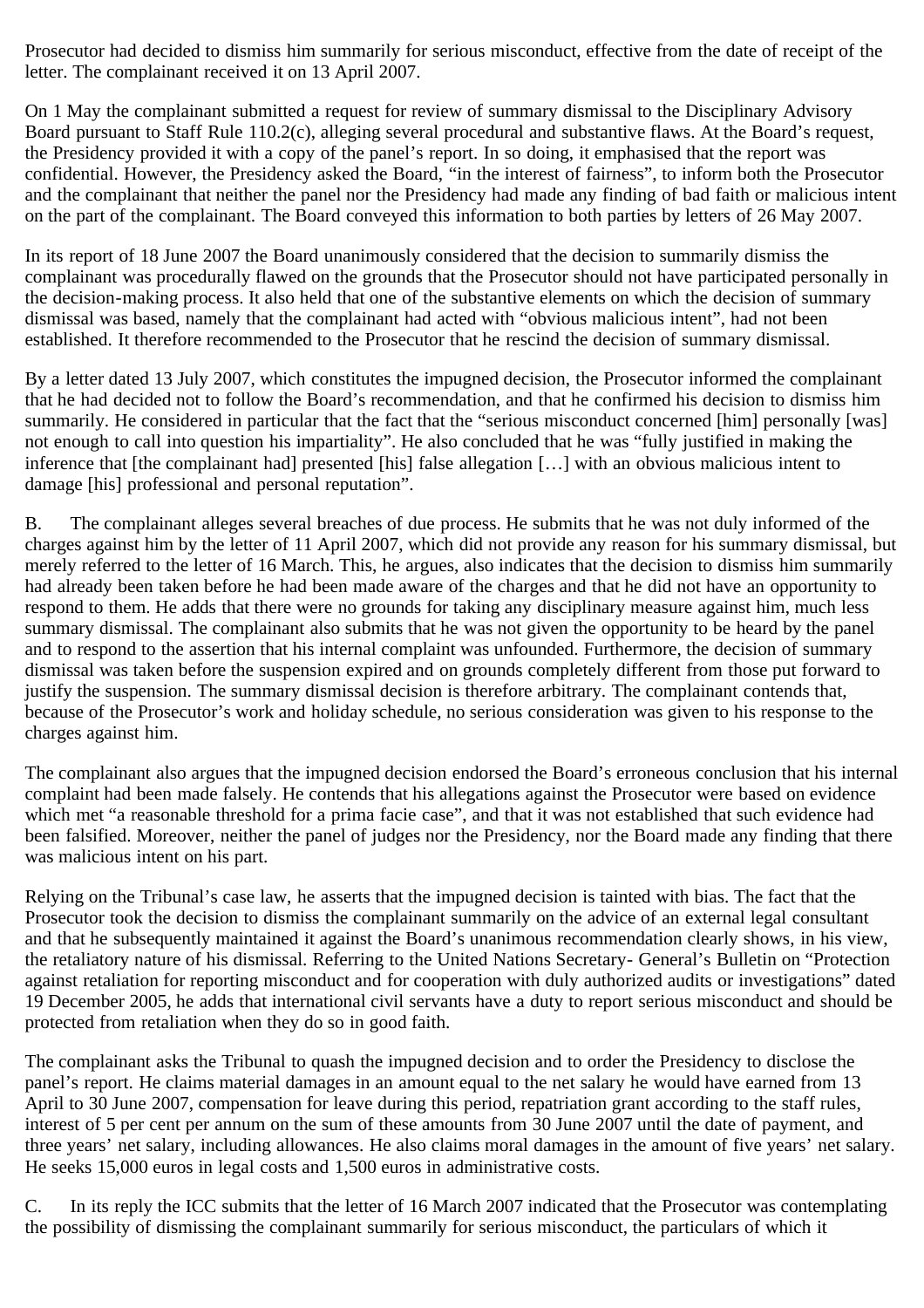Prosecutor had decided to dismiss him summarily for serious misconduct, effective from the date of receipt of the letter. The complainant received it on 13 April 2007.

On 1 May the complainant submitted a request for review of summary dismissal to the Disciplinary Advisory Board pursuant to Staff Rule 110.2(c), alleging several procedural and substantive flaws. At the Board's request, the Presidency provided it with a copy of the panel's report. In so doing, it emphasised that the report was confidential. However, the Presidency asked the Board, "in the interest of fairness", to inform both the Prosecutor and the complainant that neither the panel nor the Presidency had made any finding of bad faith or malicious intent on the part of the complainant. The Board conveyed this information to both parties by letters of 26 May 2007.

In its report of 18 June 2007 the Board unanimously considered that the decision to summarily dismiss the complainant was procedurally flawed on the grounds that the Prosecutor should not have participated personally in the decision-making process. It also held that one of the substantive elements on which the decision of summary dismissal was based, namely that the complainant had acted with "obvious malicious intent", had not been established. It therefore recommended to the Prosecutor that he rescind the decision of summary dismissal.

By a letter dated 13 July 2007, which constitutes the impugned decision, the Prosecutor informed the complainant that he had decided not to follow the Board's recommendation, and that he confirmed his decision to dismiss him summarily. He considered in particular that the fact that the "serious misconduct concerned [him] personally [was] not enough to call into question his impartiality". He also concluded that he was "fully justified in making the inference that [the complainant had] presented [his] false allegation […] with an obvious malicious intent to damage [his] professional and personal reputation".

B. The complainant alleges several breaches of due process. He submits that he was not duly informed of the charges against him by the letter of 11 April 2007, which did not provide any reason for his summary dismissal, but merely referred to the letter of 16 March. This, he argues, also indicates that the decision to dismiss him summarily had already been taken before he had been made aware of the charges and that he did not have an opportunity to respond to them. He adds that there were no grounds for taking any disciplinary measure against him, much less summary dismissal. The complainant also submits that he was not given the opportunity to be heard by the panel and to respond to the assertion that his internal complaint was unfounded. Furthermore, the decision of summary dismissal was taken before the suspension expired and on grounds completely different from those put forward to justify the suspension. The summary dismissal decision is therefore arbitrary. The complainant contends that, because of the Prosecutor's work and holiday schedule, no serious consideration was given to his response to the charges against him.

The complainant also argues that the impugned decision endorsed the Board's erroneous conclusion that his internal complaint had been made falsely. He contends that his allegations against the Prosecutor were based on evidence which met "a reasonable threshold for a prima facie case", and that it was not established that such evidence had been falsified. Moreover, neither the panel of judges nor the Presidency, nor the Board made any finding that there was malicious intent on his part.

Relying on the Tribunal's case law, he asserts that the impugned decision is tainted with bias. The fact that the Prosecutor took the decision to dismiss the complainant summarily on the advice of an external legal consultant and that he subsequently maintained it against the Board's unanimous recommendation clearly shows, in his view, the retaliatory nature of his dismissal. Referring to the United Nations Secretary- General's Bulletin on "Protection against retaliation for reporting misconduct and for cooperation with duly authorized audits or investigations" dated 19 December 2005, he adds that international civil servants have a duty to report serious misconduct and should be protected from retaliation when they do so in good faith.

The complainant asks the Tribunal to quash the impugned decision and to order the Presidency to disclose the panel's report. He claims material damages in an amount equal to the net salary he would have earned from 13 April to 30 June 2007, compensation for leave during this period, repatriation grant according to the staff rules, interest of 5 per cent per annum on the sum of these amounts from 30 June 2007 until the date of payment, and three years' net salary, including allowances. He also claims moral damages in the amount of five years' net salary. He seeks 15,000 euros in legal costs and 1,500 euros in administrative costs.

C. In its reply the ICC submits that the letter of 16 March 2007 indicated that the Prosecutor was contemplating the possibility of dismissing the complainant summarily for serious misconduct, the particulars of which it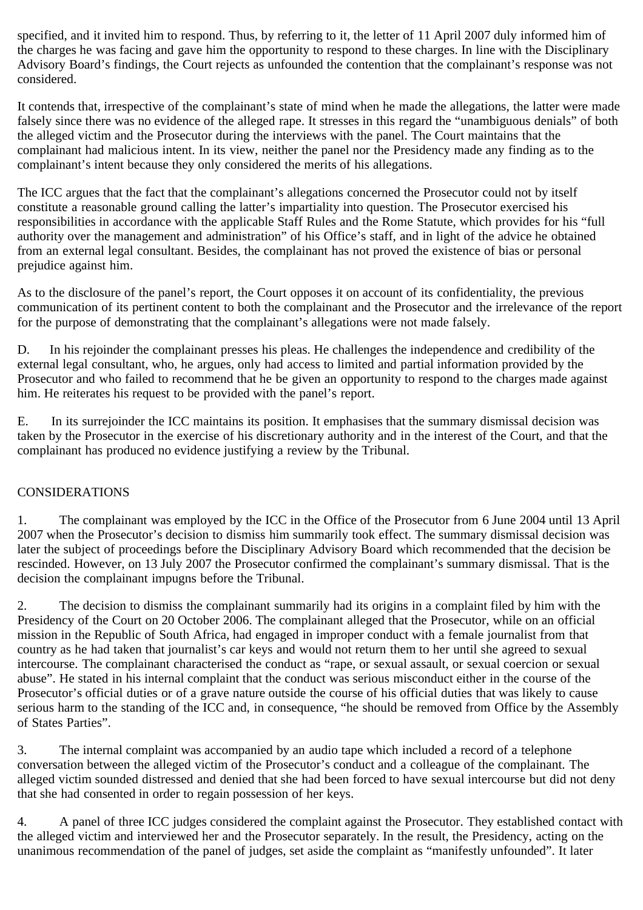specified, and it invited him to respond. Thus, by referring to it, the letter of 11 April 2007 duly informed him of the charges he was facing and gave him the opportunity to respond to these charges. In line with the Disciplinary Advisory Board's findings, the Court rejects as unfounded the contention that the complainant's response was not considered.

It contends that, irrespective of the complainant's state of mind when he made the allegations, the latter were made falsely since there was no evidence of the alleged rape. It stresses in this regard the "unambiguous denials" of both the alleged victim and the Prosecutor during the interviews with the panel. The Court maintains that the complainant had malicious intent. In its view, neither the panel nor the Presidency made any finding as to the complainant's intent because they only considered the merits of his allegations.

The ICC argues that the fact that the complainant's allegations concerned the Prosecutor could not by itself constitute a reasonable ground calling the latter's impartiality into question. The Prosecutor exercised his responsibilities in accordance with the applicable Staff Rules and the Rome Statute, which provides for his "full authority over the management and administration" of his Office's staff, and in light of the advice he obtained from an external legal consultant. Besides, the complainant has not proved the existence of bias or personal prejudice against him.

As to the disclosure of the panel's report, the Court opposes it on account of its confidentiality, the previous communication of its pertinent content to both the complainant and the Prosecutor and the irrelevance of the report for the purpose of demonstrating that the complainant's allegations were not made falsely.

D. In his rejoinder the complainant presses his pleas. He challenges the independence and credibility of the external legal consultant, who, he argues, only had access to limited and partial information provided by the Prosecutor and who failed to recommend that he be given an opportunity to respond to the charges made against him. He reiterates his request to be provided with the panel's report.

E. In its surrejoinder the ICC maintains its position. It emphasises that the summary dismissal decision was taken by the Prosecutor in the exercise of his discretionary authority and in the interest of the Court, and that the complainant has produced no evidence justifying a review by the Tribunal.

## CONSIDERATIONS

1. The complainant was employed by the ICC in the Office of the Prosecutor from 6 June 2004 until 13 April 2007 when the Prosecutor's decision to dismiss him summarily took effect. The summary dismissal decision was later the subject of proceedings before the Disciplinary Advisory Board which recommended that the decision be rescinded. However, on 13 July 2007 the Prosecutor confirmed the complainant's summary dismissal. That is the decision the complainant impugns before the Tribunal.

2. The decision to dismiss the complainant summarily had its origins in a complaint filed by him with the Presidency of the Court on 20 October 2006. The complainant alleged that the Prosecutor, while on an official mission in the Republic of South Africa, had engaged in improper conduct with a female journalist from that country as he had taken that journalist's car keys and would not return them to her until she agreed to sexual intercourse. The complainant characterised the conduct as "rape, or sexual assault, or sexual coercion or sexual abuse". He stated in his internal complaint that the conduct was serious misconduct either in the course of the Prosecutor's official duties or of a grave nature outside the course of his official duties that was likely to cause serious harm to the standing of the ICC and, in consequence, "he should be removed from Office by the Assembly of States Parties".

3. The internal complaint was accompanied by an audio tape which included a record of a telephone conversation between the alleged victim of the Prosecutor's conduct and a colleague of the complainant. The alleged victim sounded distressed and denied that she had been forced to have sexual intercourse but did not deny that she had consented in order to regain possession of her keys.

4. A panel of three ICC judges considered the complaint against the Prosecutor. They established contact with the alleged victim and interviewed her and the Prosecutor separately. In the result, the Presidency, acting on the unanimous recommendation of the panel of judges, set aside the complaint as "manifestly unfounded". It later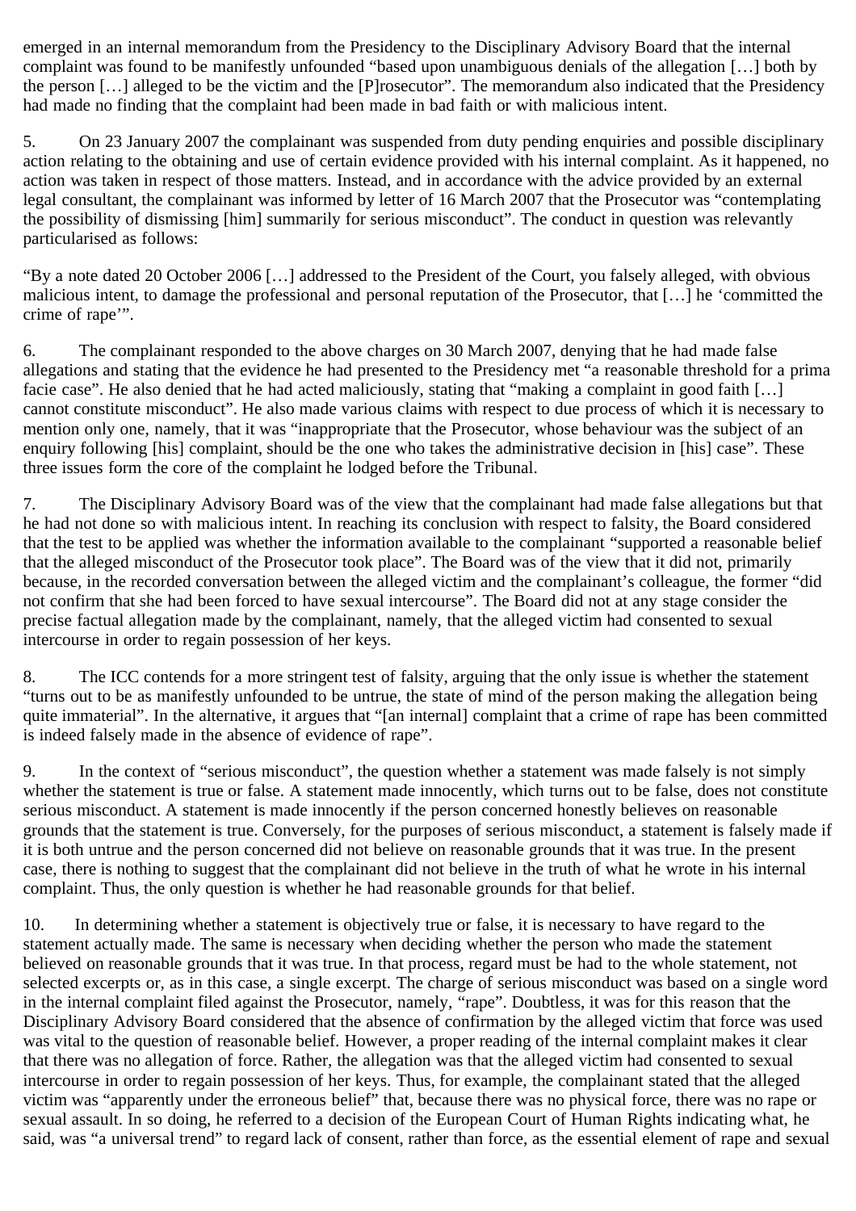emerged in an internal memorandum from the Presidency to the Disciplinary Advisory Board that the internal complaint was found to be manifestly unfounded "based upon unambiguous denials of the allegation […] both by the person […] alleged to be the victim and the [P]rosecutor". The memorandum also indicated that the Presidency had made no finding that the complaint had been made in bad faith or with malicious intent.

5. On 23 January 2007 the complainant was suspended from duty pending enquiries and possible disciplinary action relating to the obtaining and use of certain evidence provided with his internal complaint. As it happened, no action was taken in respect of those matters. Instead, and in accordance with the advice provided by an external legal consultant, the complainant was informed by letter of 16 March 2007 that the Prosecutor was "contemplating the possibility of dismissing [him] summarily for serious misconduct". The conduct in question was relevantly particularised as follows:

"By a note dated 20 October 2006 […] addressed to the President of the Court, you falsely alleged, with obvious malicious intent, to damage the professional and personal reputation of the Prosecutor, that […] he 'committed the crime of rape'".

6. The complainant responded to the above charges on 30 March 2007, denying that he had made false allegations and stating that the evidence he had presented to the Presidency met "a reasonable threshold for a prima facie case". He also denied that he had acted maliciously, stating that "making a complaint in good faith […] cannot constitute misconduct". He also made various claims with respect to due process of which it is necessary to mention only one, namely, that it was "inappropriate that the Prosecutor, whose behaviour was the subject of an enquiry following [his] complaint, should be the one who takes the administrative decision in [his] case". These three issues form the core of the complaint he lodged before the Tribunal.

7. The Disciplinary Advisory Board was of the view that the complainant had made false allegations but that he had not done so with malicious intent. In reaching its conclusion with respect to falsity, the Board considered that the test to be applied was whether the information available to the complainant "supported a reasonable belief that the alleged misconduct of the Prosecutor took place". The Board was of the view that it did not, primarily because, in the recorded conversation between the alleged victim and the complainant's colleague, the former "did not confirm that she had been forced to have sexual intercourse". The Board did not at any stage consider the precise factual allegation made by the complainant, namely, that the alleged victim had consented to sexual intercourse in order to regain possession of her keys.

8. The ICC contends for a more stringent test of falsity, arguing that the only issue is whether the statement "turns out to be as manifestly unfounded to be untrue, the state of mind of the person making the allegation being quite immaterial". In the alternative, it argues that "[an internal] complaint that a crime of rape has been committed is indeed falsely made in the absence of evidence of rape".

9. In the context of "serious misconduct", the question whether a statement was made falsely is not simply whether the statement is true or false. A statement made innocently, which turns out to be false, does not constitute serious misconduct. A statement is made innocently if the person concerned honestly believes on reasonable grounds that the statement is true. Conversely, for the purposes of serious misconduct, a statement is falsely made if it is both untrue and the person concerned did not believe on reasonable grounds that it was true. In the present case, there is nothing to suggest that the complainant did not believe in the truth of what he wrote in his internal complaint. Thus, the only question is whether he had reasonable grounds for that belief.

10. In determining whether a statement is objectively true or false, it is necessary to have regard to the statement actually made. The same is necessary when deciding whether the person who made the statement believed on reasonable grounds that it was true. In that process, regard must be had to the whole statement, not selected excerpts or, as in this case, a single excerpt. The charge of serious misconduct was based on a single word in the internal complaint filed against the Prosecutor, namely, "rape". Doubtless, it was for this reason that the Disciplinary Advisory Board considered that the absence of confirmation by the alleged victim that force was used was vital to the question of reasonable belief. However, a proper reading of the internal complaint makes it clear that there was no allegation of force. Rather, the allegation was that the alleged victim had consented to sexual intercourse in order to regain possession of her keys. Thus, for example, the complainant stated that the alleged victim was "apparently under the erroneous belief" that, because there was no physical force, there was no rape or sexual assault. In so doing, he referred to a decision of the European Court of Human Rights indicating what, he said, was "a universal trend" to regard lack of consent, rather than force, as the essential element of rape and sexual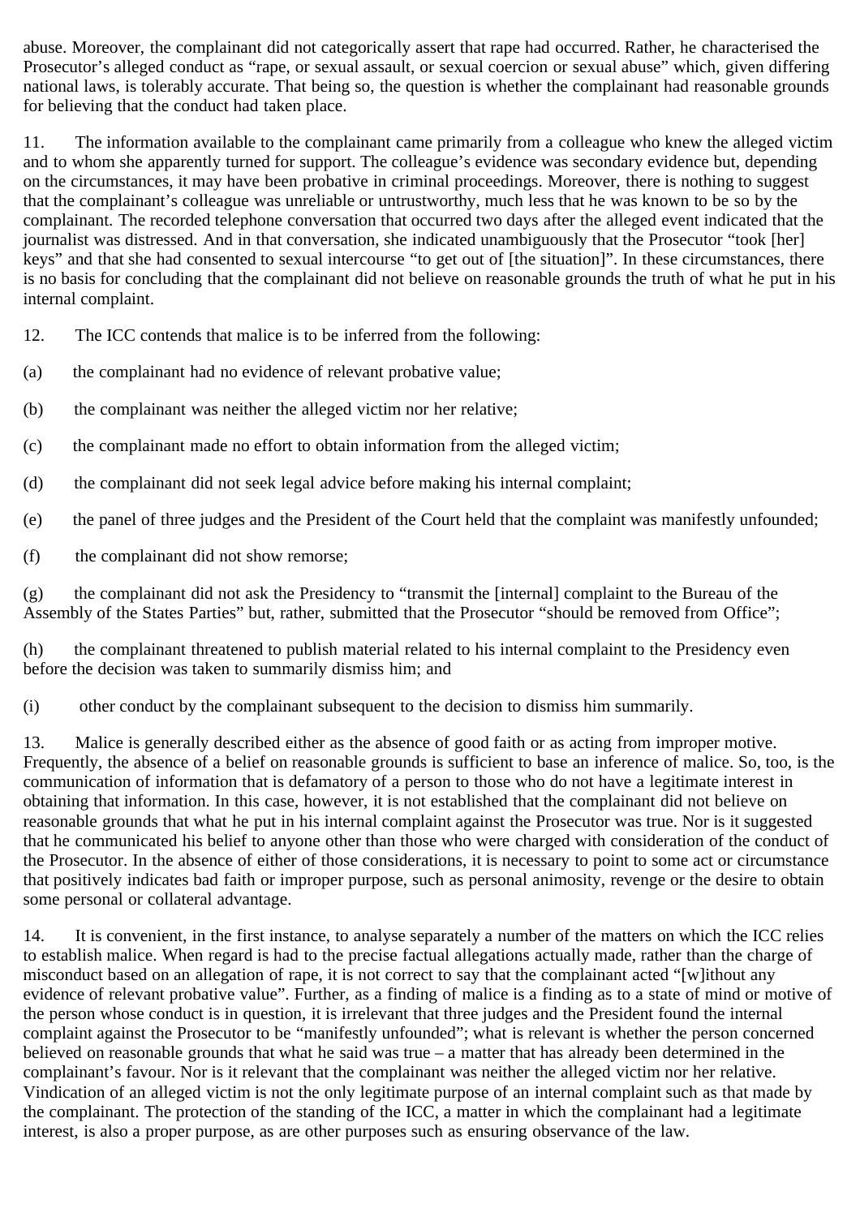abuse. Moreover, the complainant did not categorically assert that rape had occurred. Rather, he characterised the Prosecutor's alleged conduct as "rape, or sexual assault, or sexual coercion or sexual abuse" which, given differing national laws, is tolerably accurate. That being so, the question is whether the complainant had reasonable grounds for believing that the conduct had taken place.

11. The information available to the complainant came primarily from a colleague who knew the alleged victim and to whom she apparently turned for support. The colleague's evidence was secondary evidence but, depending on the circumstances, it may have been probative in criminal proceedings. Moreover, there is nothing to suggest that the complainant's colleague was unreliable or untrustworthy, much less that he was known to be so by the complainant. The recorded telephone conversation that occurred two days after the alleged event indicated that the journalist was distressed. And in that conversation, she indicated unambiguously that the Prosecutor "took [her] keys" and that she had consented to sexual intercourse "to get out of [the situation]". In these circumstances, there is no basis for concluding that the complainant did not believe on reasonable grounds the truth of what he put in his internal complaint.

12. The ICC contends that malice is to be inferred from the following:

(a) the complainant had no evidence of relevant probative value;

(b) the complainant was neither the alleged victim nor her relative;

(c) the complainant made no effort to obtain information from the alleged victim;

(d) the complainant did not seek legal advice before making his internal complaint;

(e) the panel of three judges and the President of the Court held that the complaint was manifestly unfounded;

(f) the complainant did not show remorse;

(g) the complainant did not ask the Presidency to "transmit the [internal] complaint to the Bureau of the Assembly of the States Parties" but, rather, submitted that the Prosecutor "should be removed from Office";

(h) the complainant threatened to publish material related to his internal complaint to the Presidency even before the decision was taken to summarily dismiss him; and

(i) other conduct by the complainant subsequent to the decision to dismiss him summarily.

13. Malice is generally described either as the absence of good faith or as acting from improper motive. Frequently, the absence of a belief on reasonable grounds is sufficient to base an inference of malice. So, too, is the communication of information that is defamatory of a person to those who do not have a legitimate interest in obtaining that information. In this case, however, it is not established that the complainant did not believe on reasonable grounds that what he put in his internal complaint against the Prosecutor was true. Nor is it suggested that he communicated his belief to anyone other than those who were charged with consideration of the conduct of the Prosecutor. In the absence of either of those considerations, it is necessary to point to some act or circumstance that positively indicates bad faith or improper purpose, such as personal animosity, revenge or the desire to obtain some personal or collateral advantage.

14. It is convenient, in the first instance, to analyse separately a number of the matters on which the ICC relies to establish malice. When regard is had to the precise factual allegations actually made, rather than the charge of misconduct based on an allegation of rape, it is not correct to say that the complainant acted "[w]ithout any evidence of relevant probative value". Further, as a finding of malice is a finding as to a state of mind or motive of the person whose conduct is in question, it is irrelevant that three judges and the President found the internal complaint against the Prosecutor to be "manifestly unfounded"; what is relevant is whether the person concerned believed on reasonable grounds that what he said was true – a matter that has already been determined in the complainant's favour. Nor is it relevant that the complainant was neither the alleged victim nor her relative. Vindication of an alleged victim is not the only legitimate purpose of an internal complaint such as that made by the complainant. The protection of the standing of the ICC, a matter in which the complainant had a legitimate interest, is also a proper purpose, as are other purposes such as ensuring observance of the law.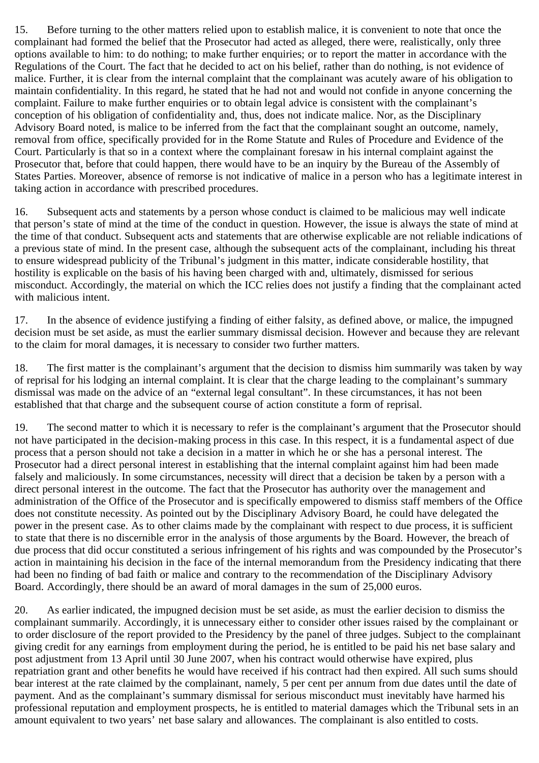15. Before turning to the other matters relied upon to establish malice, it is convenient to note that once the complainant had formed the belief that the Prosecutor had acted as alleged, there were, realistically, only three options available to him: to do nothing; to make further enquiries; or to report the matter in accordance with the Regulations of the Court. The fact that he decided to act on his belief, rather than do nothing, is not evidence of malice. Further, it is clear from the internal complaint that the complainant was acutely aware of his obligation to maintain confidentiality. In this regard, he stated that he had not and would not confide in anyone concerning the complaint. Failure to make further enquiries or to obtain legal advice is consistent with the complainant's conception of his obligation of confidentiality and, thus, does not indicate malice. Nor, as the Disciplinary Advisory Board noted, is malice to be inferred from the fact that the complainant sought an outcome, namely, removal from office, specifically provided for in the Rome Statute and Rules of Procedure and Evidence of the Court. Particularly is that so in a context where the complainant foresaw in his internal complaint against the Prosecutor that, before that could happen, there would have to be an inquiry by the Bureau of the Assembly of States Parties. Moreover, absence of remorse is not indicative of malice in a person who has a legitimate interest in taking action in accordance with prescribed procedures.

16. Subsequent acts and statements by a person whose conduct is claimed to be malicious may well indicate that person's state of mind at the time of the conduct in question. However, the issue is always the state of mind at the time of that conduct. Subsequent acts and statements that are otherwise explicable are not reliable indications of a previous state of mind. In the present case, although the subsequent acts of the complainant, including his threat to ensure widespread publicity of the Tribunal's judgment in this matter, indicate considerable hostility, that hostility is explicable on the basis of his having been charged with and, ultimately, dismissed for serious misconduct. Accordingly, the material on which the ICC relies does not justify a finding that the complainant acted with malicious intent.

17. In the absence of evidence justifying a finding of either falsity, as defined above, or malice, the impugned decision must be set aside, as must the earlier summary dismissal decision. However and because they are relevant to the claim for moral damages, it is necessary to consider two further matters.

18. The first matter is the complainant's argument that the decision to dismiss him summarily was taken by way of reprisal for his lodging an internal complaint. It is clear that the charge leading to the complainant's summary dismissal was made on the advice of an "external legal consultant". In these circumstances, it has not been established that that charge and the subsequent course of action constitute a form of reprisal.

19. The second matter to which it is necessary to refer is the complainant's argument that the Prosecutor should not have participated in the decision-making process in this case. In this respect, it is a fundamental aspect of due process that a person should not take a decision in a matter in which he or she has a personal interest. The Prosecutor had a direct personal interest in establishing that the internal complaint against him had been made falsely and maliciously. In some circumstances, necessity will direct that a decision be taken by a person with a direct personal interest in the outcome. The fact that the Prosecutor has authority over the management and administration of the Office of the Prosecutor and is specifically empowered to dismiss staff members of the Office does not constitute necessity. As pointed out by the Disciplinary Advisory Board, he could have delegated the power in the present case. As to other claims made by the complainant with respect to due process, it is sufficient to state that there is no discernible error in the analysis of those arguments by the Board. However, the breach of due process that did occur constituted a serious infringement of his rights and was compounded by the Prosecutor's action in maintaining his decision in the face of the internal memorandum from the Presidency indicating that there had been no finding of bad faith or malice and contrary to the recommendation of the Disciplinary Advisory Board. Accordingly, there should be an award of moral damages in the sum of 25,000 euros.

20. As earlier indicated, the impugned decision must be set aside, as must the earlier decision to dismiss the complainant summarily. Accordingly, it is unnecessary either to consider other issues raised by the complainant or to order disclosure of the report provided to the Presidency by the panel of three judges. Subject to the complainant giving credit for any earnings from employment during the period, he is entitled to be paid his net base salary and post adjustment from 13 April until 30 June 2007, when his contract would otherwise have expired, plus repatriation grant and other benefits he would have received if his contract had then expired. All such sums should bear interest at the rate claimed by the complainant, namely, 5 per cent per annum from due dates until the date of payment. And as the complainant's summary dismissal for serious misconduct must inevitably have harmed his professional reputation and employment prospects, he is entitled to material damages which the Tribunal sets in an amount equivalent to two years' net base salary and allowances. The complainant is also entitled to costs.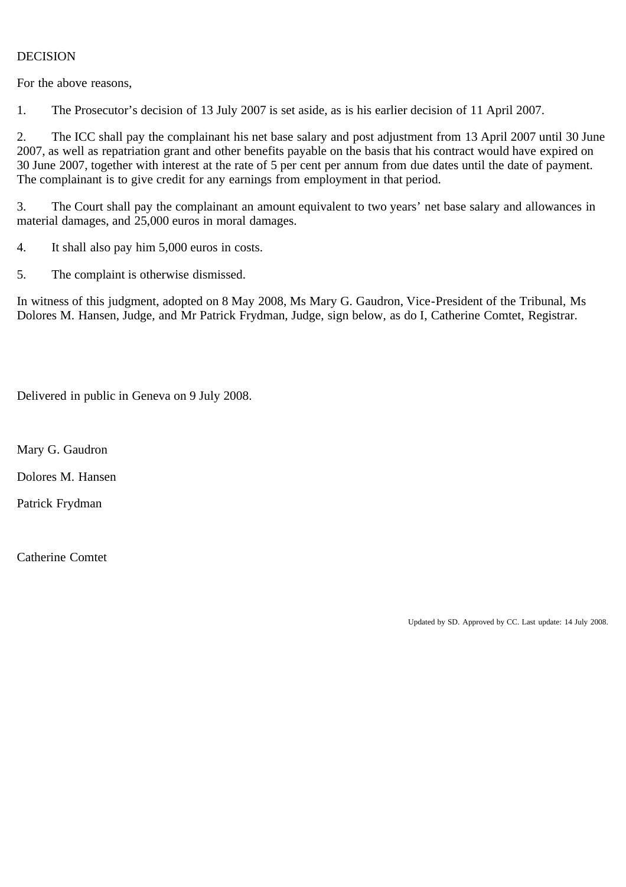DECISION

For the above reasons,

1. The Prosecutor's decision of 13 July 2007 is set aside, as is his earlier decision of 11 April 2007.

2. The ICC shall pay the complainant his net base salary and post adjustment from 13 April 2007 until 30 June 2007, as well as repatriation grant and other benefits payable on the basis that his contract would have expired on 30 June 2007, together with interest at the rate of 5 per cent per annum from due dates until the date of payment. The complainant is to give credit for any earnings from employment in that period.

3. The Court shall pay the complainant an amount equivalent to two years' net base salary and allowances in material damages, and 25,000 euros in moral damages.

4. It shall also pay him 5,000 euros in costs.

5. The complaint is otherwise dismissed.

In witness of this judgment, adopted on 8 May 2008, Ms Mary G. Gaudron, Vice-President of the Tribunal, Ms Dolores M. Hansen, Judge, and Mr Patrick Frydman, Judge, sign below, as do I, Catherine Comtet, Registrar.

Delivered in public in Geneva on 9 July 2008.

Mary G. Gaudron

Dolores M. Hansen

Patrick Frydman

Catherine Comtet

Updated by SD. Approved by CC. Last update: 14 July 2008.